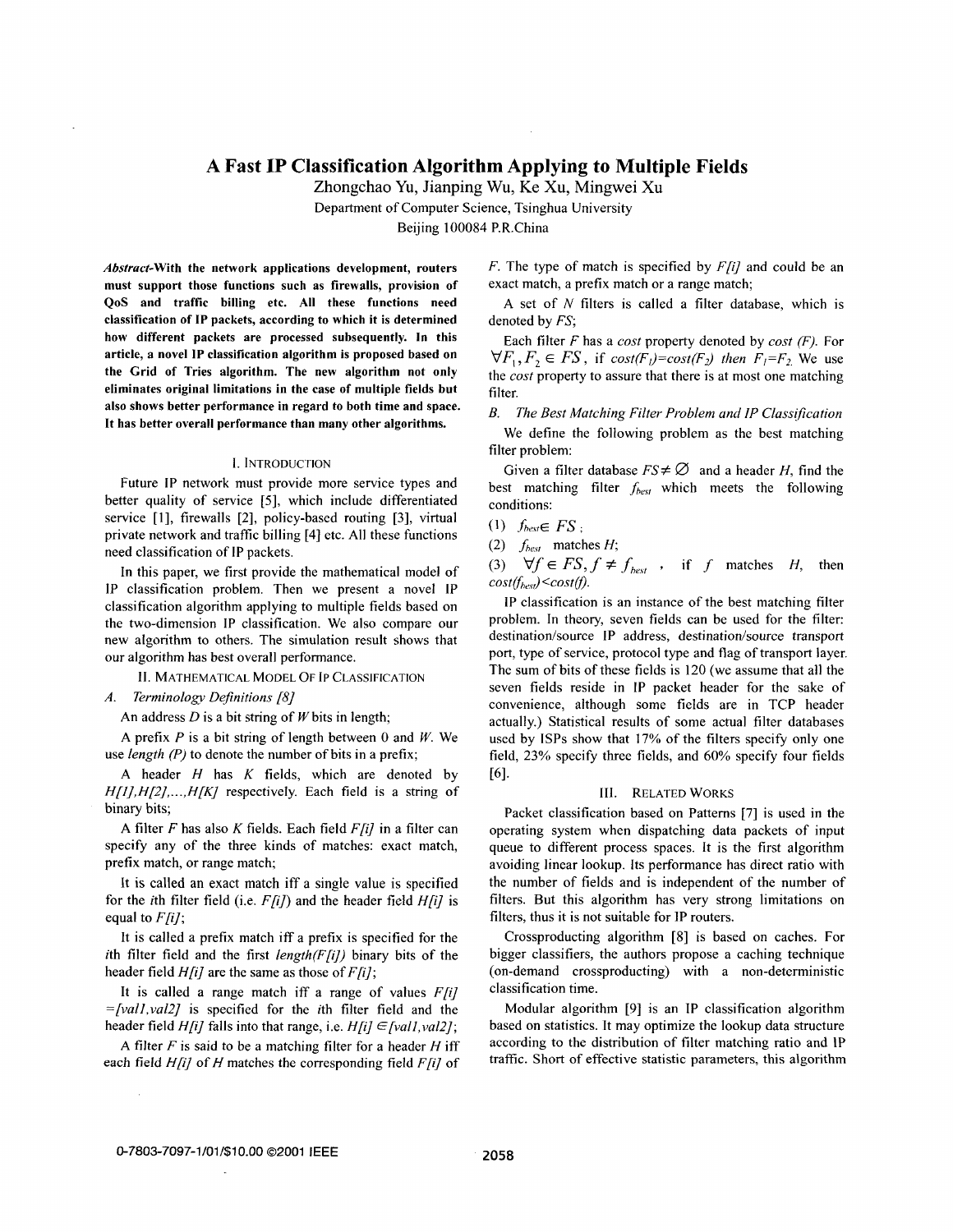# A Fast IP Classification Algorithm Applying to Multiple Fields

Zhongchao Yu, Jianping Wu, Ke Xu, Mingwei Xu

Department of Computer Science, Tsinghua University

Beijing 100084 P.R.China

***Abstract*-With the network applications development, routers must support those functions such as firewalls, provision of QoS and traffic billing etc. All these functions need classification of IP packets, according to which it is determined how different packets are processed subsequently. In this article, a novel IP classification algorithm is proposed based on the Grid of Tries algorithm. The new algorithm not only eliminates original limitations in the case of multiple fields but also shows better performance in regard to both time and space. It has better overall performance than many other algorithms.**

## I. INTRODUCTION

Future IP network must provide more service types and better quality of service [5], which include differentiated service [1], firewalls [2], policy-based routing [3], virtual private network and traffic billing [4] etc. All these functions need classification of IP packets.

In this paper, we first provide the mathematical model of IP classification problem. Then we present a novel IP classification algorithm applying to multiple fields based on the two-dimension IP classification. We also compare our new algorithm to others. The simulation result shows that our algorithm has best overall performance.

## II. MATHEMATICAL MODEL OF IP CLASSIFICATION

### A. Terminology Definitions [8]

An address $D$ is a bit string of $W$ bits in length;

A prefix $P$ is a bit string of length between 0 and $W$. We use *length (P)* to denote the number of bits in a prefix;

A header $H$ has $K$ fields, which are denoted by $H[1], H[2], \ldots, H[K]$ respectively. Each field is a string of binary bits;

A filter $F$ has also $K$ fields. Each field $F[i]$ in a filter can specify any of the three kinds of matches: exact match, prefix match, or range match;

It is called an exact match iff a single value is specified for the $i$th filter field (i.e. $F[i]$) and the header field $H[i]$ is equal to $F[i]$;

It is called a prefix match iff a prefix is specified for the $i$th filter field and the first $length(F[i])$ binary bits of the header field $H[i]$ are the same as those of $F[i]$;

It is called a range match iff a range of values $F[i] = [val1, val2]$ is specified for the $i$th filter field and the header field $H[i]$ falls into that range, i.e. $H[i] \in [val1, val2]$;

A filter $F$ is said to be a matching filter for a header $H$ iff each field $H[i]$ of $H$ matches the corresponding field $F[i]$ of $F$. The type of match is specified by $F[i]$ and could be an exact match, a prefix match or a range match;

A set of $N$ filters is called a filter database, which is denoted by $FS$;

Each filter $F$ has a *cost* property denoted by *cost (F)*. For $\forall F_1, F_2 \in FS$, if $cost(F_1) = cost(F_2)$ then $F_1 = F_2$. We use the *cost* property to assure that there is at most one matching filter.

### B. The Best Matching Filter Problem and IP Classification

We define the following problem as the best matching filter problem:

Given a filter database $FS \neq \varnothing$ and a header $H$, find the best matching filter $f_{best}$ which meets the following conditions:

(1) $f_{best} \in FS$;

(2) $f_{best}$ matches $H$;

(3) $\forall f \in FS, f \neq f_{best}$, if $f$ matches $H$, then $cost(f_{best}) < cost(f)$.

IP classification is an instance of the best matching filter problem. In theory, seven fields can be used for the filter: destination/source IP address, destination/source transport port, type of service, protocol type and flag of transport layer. The sum of bits of these fields is 120 (we assume that all the seven fields reside in IP packet header for the sake of convenience, although some fields are in TCP header actually.) Statistical results of some actual filter databases used by ISPs show that 17% of the filters specify only one field, 23% specify three fields, and 60% specify four fields [6].

## III. RELATED WORKS

Packet classification based on Patterns [7] is used in the operating system when dispatching data packets of input queue to different process spaces. It is the first algorithm avoiding linear lookup. Its performance has direct ratio with the number of fields and is independent of the number of filters. But this algorithm has very strong limitations on filters, thus it is not suitable for IP routers.

Crossproducting algorithm [8] is based on caches. For bigger classifiers, the authors propose a caching technique (on-demand crossproducting) with a non-deterministic classification time.

Modular algorithm [9] is an IP classification algorithm based on statistics. It may optimize the lookup data structure according to the distribution of filter matching ratio and IP traffic. Short of effective statistic parameters, this algorithm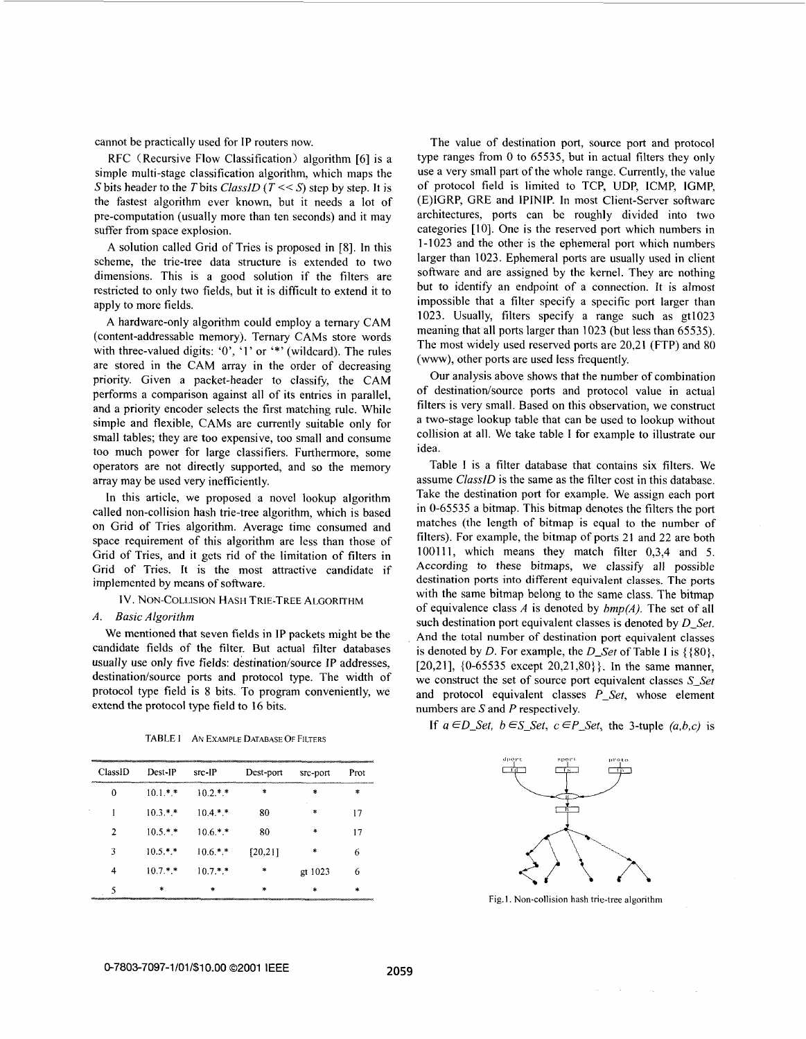cannot be practically used for IP routers now.

RFC (Recursive Flow Classification) algorithm [6] is a simple multi-stage classification algorithm, which maps the $S$ bits header to the $T$ bits *ClassID* ($T << S$) step by step. It is the fastest algorithm ever known, but it needs a lot of pre-computation (usually more than ten seconds) and it may suffer from space explosion.

A solution called Grid of Tries is proposed in [8]. In this scheme, the trie-tree data structure is extended to two dimensions. This is a good solution if the filters are restricted to only two fields, but it is difficult to extend it to apply to more fields.

A hardware-only algorithm could employ a ternary CAM (content-addressable memory). Ternary CAMs store words with three-valued digits: '0', '1' or '*' (wildcard). The rules are stored in the CAM array in the order of decreasing priority. Given a packet-header to classify, the CAM performs a comparison against all of its entries in parallel, and a priority encoder selects the first matching rule. While simple and flexible, CAMs are currently suitable only for small tables; they are too expensive, too small and consume too much power for large classifiers. Furthermore, some operators are not directly supported, and so the memory array may be used very inefficiently.

In this article, we proposed a novel lookup algorithm called non-collision hash trie-tree algorithm, which is based on Grid of Tries algorithm. Average time consumed and space requirement of this algorithm are less than those of Grid of Tries, and it gets rid of the limitation of filters in Grid of Tries. It is the most attractive candidate if implemented by means of software.

## IV. Non-Collision Hash Trie-Tree Algorithm

### A. Basic Algorithm

We mentioned that seven fields in IP packets might be the candidate fields of the filter. But actual filter databases usually use only five fields: destination/source IP addresses, destination/source ports and protocol type. The width of protocol type field is 8 bits. To program conveniently, we extend the protocol type field to 16 bits.

TABLE I AN EXAMPLE DATABASE OF FILTERS

| ClassID | Dest-IP | src-IP | Dest-port | src-port | Prot |
|---|---|---|---|---|---|
| 0 | 10.1.*.* | 10.2.*.* | * | * | * |
| 1 | 10.3.*.* | 10.4.*.* | 80 | * | 17 |
| 2 | 10.5.*.* | 10.6.*.* | 80 | * | 17 |
| 3 | 10.5.*.* | 10.6.*.* | [20,21] | * | 6 |
| 4 | 10.7.*.* | 10.7.*.* | * | gt 1023 | 6 |
| 5 | * | * | * | * | * |

The value of destination port, source port and protocol type ranges from 0 to 65535, but in actual filters they only use a very small part of the whole range. Currently, the value of protocol field is limited to TCP, UDP, ICMP, IGMP, (E)IGRP, GRE and IPINIP. In most Client-Server software architectures, ports can be roughly divided into two categories [10]. One is the reserved port which numbers in 1-1023 and the other is the ephemeral port which numbers larger than 1023. Ephemeral ports are usually used in client software and are assigned by the kernel. They are nothing but to identify an endpoint of a connection. It is almost impossible that a filter specify a specific port larger than 1023. Usually, filters specify a range such as gt1023 meaning that all ports larger than 1023 (but less than 65535). The most widely used reserved ports are 20,21 (FTP) and 80 (www), other ports are used less frequently.

Our analysis above shows that the number of combination of destination/source ports and protocol value in actual filters is very small. Based on this observation, we construct a two-stage lookup table that can be used to lookup without collision at all. We take table I for example to illustrate our idea.

Table I is a filter database that contains six filters. We assume *ClassID* is the same as the filter cost in this database. Take the destination port for example. We assign each port in 0-65535 a bitmap. This bitmap denotes the filters the port matches (the length of bitmap is equal to the number of filters). For example, the bitmap of ports 21 and 22 are both 100111, which means they match filter 0,3,4 and 5. According to these bitmaps, we classify all possible destination ports into different equivalent classes. The ports with the same bitmap belong to the same class. The bitmap of equivalence class $A$ is denoted by $bmp(A)$. The set of all such destination port equivalent classes is denoted by *D_Set*. And the total number of destination port equivalent classes is denoted by $D$. For example, the *D_Set* of Table I is {{80}, [20,21], {0-65535 except 20,21,80}}. In the same manner, we construct the set of source port equivalent classes *S_Set* and protocol equivalent classes *P_Set*, whose element numbers are $S$ and $P$ respectively.

If $a \in D\_Set$, $b \in S\_Set$, $c \in P\_Set$, the 3-tuple $(a,b,c)$ is

Fig.1. Non-collision hash trie-tree algorithm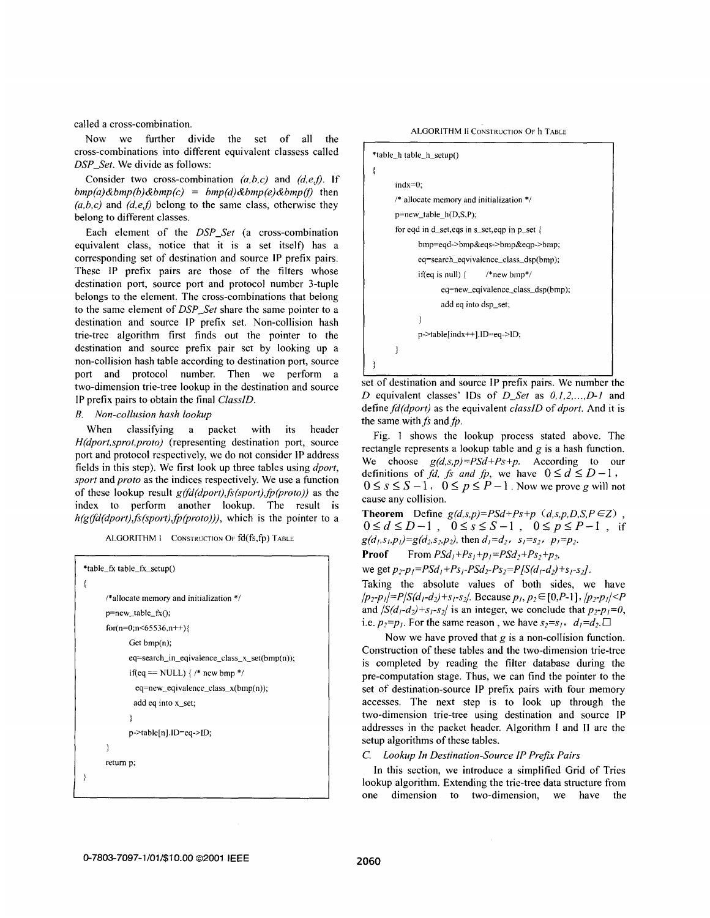called a cross-combination.

Now we further divide the set of all the cross-combinations into different equivalent classess called *DSP_Set*. We divide as follows:

Consider two cross-combination *(a,b,c)* and *(d,e,f)*. If *bmp(a)&bmp(b)&bmp(c) = bmp(d)&bmp(e)&bmp(f)* then *(a,b,c)* and *(d,e,f)* belong to the same class, otherwise they belong to different classes.

Each element of the *DSP_Set* (a cross-combination equivalent class, notice that it is a set itself) has a corresponding set of destination and source IP prefix pairs. These IP prefix pairs are those of the filters whose destination port, source port and protocol number 3-tuple belongs to the element. The cross-combinations that belong to the same element of *DSP_Set* share the same pointer to a destination and source IP prefix set. Non-collision hash trie-tree algorithm first finds out the pointer to the destination and source prefix pair set by looking up a non-collision hash table according to destination port, source port and protocol number. Then we perform a two-dimension trie-tree lookup in the destination and source IP prefix pairs to obtain the final *ClassID*.

### *B. Non-collusion hash lookup*

When classifying a packet with its header *H(dport,sprot,proto)* (representing destination port, source port and protocol respectively, we do not consider IP address fields in this step). We first look up three tables using *dport*, *sport* and *proto* as the indices respectively. We use a function of these lookup result *g(fd(dport),fs(sport),fp(proto))* as the index to perform another lookup. The result is *h(g(fd(dport),fs(sport),fp(proto)))*, which is the pointer to a

ALGORITHM I CONSTRUCTION OF fd(fs,fp) TABLE

```
*table_fx table_fx_setup()
{
    /*allocate memory and initialization */
    p=new_table_fx();
    for(n=0;n<65536,n++){
        Get bmp(n);
        eq=search_in_eqivalence_class_x_set(bmp(n));
        if(eq == NULL) { /* new bmp */
          eq=new_eqivalence_class_x(bmp(n));
          add eq into x_set;
        }
        p->table[n].ID=eq->ID;
    }
    return p;
}
```

ALGORITHM II CONSTRUCTION OF h TABLE

```
*table_h table_h_setup()
{
    indx=0;
    /* allocate memory and initialization */
    p=new_table_h(D,S,P);
    for eqd in d_set,eqs in s_set,eqp in p_set {
        bmp=eqd->bmp&eqs->bmp&eqp->bmp;
        eq=search_eqvivalence_class_dsp(bmp);
        if(eq is null) {    /*new bmp*/
            eq=new_eqivalence_class_dsp(bmp);
            add eq into dsp_set;
        }
        p->table[indx++].ID=eq->ID;
    }
}
```

set of destination and source IP prefix pairs. We number the *D* equivalent classes' IDs of *D_Set* as *0,1,2,...,D-1* and define *fd(dport)* as the equivalent *classID* of *dport*. And it is the same with *fs* and *fp*.

Fig. 1 shows the lookup process stated above. The rectangle represents a lookup table and *g* is a hash function. We choose *g(d,s,p)=PSd+Ps+p*. According to our definitions of *fd, fs and fp*, we have $0 \le d \le D-1$, $0 \le s \le S-1$, $0 \le p \le P-1$. Now we prove *g* will not cause any collision.

**Theorem** Define $g(d,s,p)=PSd+Ps+p$ ($d,s,p,D,S,P \in Z$), $0 \le d \le D-1$, $0 \le s \le S-1$, $0 \le p \le P-1$, if $g(d_1,s_1,p_1)=g(d_2,s_2,p_2)$, then $d_1=d_2$, $s_1=s_2$, $p_1=p_2$.

**Proof** From $PSd_1+Ps_1+p_1=PSd_2+Ps_2+p_2$, we get $p_2-p_1=PSd_1+Ps_1-PSd_2-Ps_2=P[S(d_1-d_2)+s_1-s_2]$. Taking the absolute values of both sides, we have $|p_2-p_1|=P|S(d_1-d_2)+s_1-s_2|$. Because $p_1, p_2 \in [0,P-1]$, $|p_2-p_1|<P$ and $|S(d_1-d_2)+s_1-s_2|$ is an integer, we conclude that $p_2-p_1=0$, i.e. $p_2=p_1$. For the same reason, we have $s_2=s_1$, $d_1=d_2$. □

Now we have proved that *g* is a non-collision function. Construction of these tables and the two-dimension trie-tree is completed by reading the filter database during the pre-computation stage. Thus, we can find the pointer to the set of destination-source IP prefix pairs with four memory accesses. The next step is to look up through the two-dimension trie-tree using destination and source IP addresses in the packet header. Algorithm I and II are the setup algorithms of these tables.

### *C. Lookup In Destination-Source IP Prefix Pairs*

In this section, we introduce a simplified Grid of Tries lookup algorithm. Extending the trie-tree data structure from one dimension to two-dimension, we have the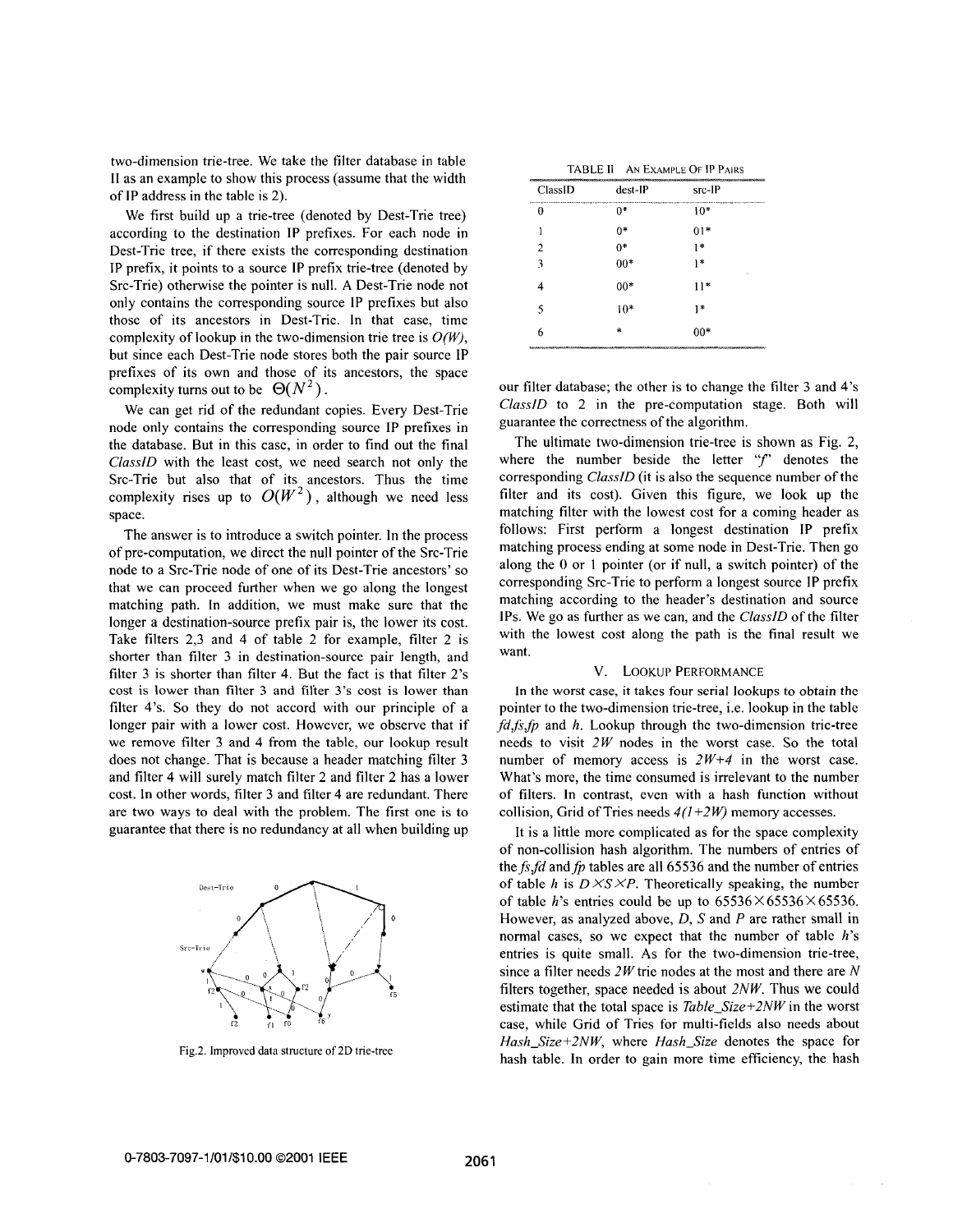two-dimension trie-tree. We take the filter database in table II as an example to show this process (assume that the width of IP address in the table is 2).

We first build up a trie-tree (denoted by Dest-Trie tree) according to the destination IP prefixes. For each node in Dest-Trie tree, if there exists the corresponding destination IP prefix, it points to a source IP prefix trie-tree (denoted by Src-Trie) otherwise the pointer is null. A Dest-Trie node not only contains the corresponding source IP prefixes but also those of its ancestors in Dest-Trie. In that case, time complexity of lookup in the two-dimension trie tree is $O(W)$, but since each Dest-Trie node stores both the pair source IP prefixes of its own and those of its ancestors, the space complexity turns out to be $\Theta(N^2)$.

We can get rid of the redundant copies. Every Dest-Trie node only contains the corresponding source IP prefixes in the database. But in this case, in order to find out the final *ClassID* with the least cost, we need search not only the Src-Trie but also that of its ancestors. Thus the time complexity rises up to $O(W^2)$, although we need less space.

The answer is to introduce a switch pointer. In the process of pre-computation, we direct the null pointer of the Src-Trie node to a Src-Trie node of one of its Dest-Trie ancestors' so that we can proceed further when we go along the longest matching path. In addition, we must make sure that the longer a destination-source prefix pair is, the lower its cost. Take filters 2,3 and 4 of table 2 for example, filter 2 is shorter than filter 3 in destination-source pair length, and filter 3 is shorter than filter 4. But the fact is that filter 2's cost is lower than filter 3 and filter 3's cost is lower than filter 4's. So they do not accord with our principle of a longer pair with a lower cost. However, we observe that if we remove filter 3 and 4 from the table, our lookup result does not change. That is because a header matching filter 3 and filter 4 will surely match filter 2 and filter 2 has a lower cost. In other words, filter 3 and filter 4 are redundant. There are two ways to deal with the problem. The first one is to guarantee that there is no redundancy at all when building up our filter database; the other is to change the filter 3 and 4's *ClassID* to 2 in the pre-computation stage. Both will guarantee the correctness of the algorithm.

TABLE II AN EXAMPLE OF IP PAIRS

| ClassID | dest-IP | src-IP |
|---|---|---|
| 0 | 0* | 10* |
| 1 | 0* | 01* |
| 2 | 0* | 1* |
| 3 | 00* | 1* |
| 4 | 00* | 11* |
| 5 | 10* | 1* |
| 6 | * | 00* |

Fig.2. Improved data structure of 2D trie-tree

The ultimate two-dimension trie-tree is shown as Fig. 2, where the number beside the letter "*f*" denotes the corresponding *ClassID* (it is also the sequence number of the filter and its cost). Given this figure, we look up the matching filter with the lowest cost for a coming header as follows: First perform a longest destination IP prefix matching process ending at some node in Dest-Trie. Then go along the 0 or 1 pointer (or if null, a switch pointer) of the corresponding Src-Trie to perform a longest source IP prefix matching according to the header's destination and source IPs. We go as further as we can, and the *ClassID* of the filter with the lowest cost along the path is the final result we want.

## V. LOOKUP PERFORMANCE

In the worst case, it takes four serial lookups to obtain the pointer to the two-dimension trie-tree, i.e. lookup in the table *fd,fs,fp* and *h*. Lookup through the two-dimension trie-tree needs to visit $2W$ nodes in the worst case. So the total number of memory access is $2W+4$ in the worst case. What's more, the time consumed is irrelevant to the number of filters. In contrast, even with a hash function without collision, Grid of Tries needs $4(1+2W)$ memory accesses.

It is a little more complicated as for the space complexity of non-collision hash algorithm. The numbers of entries of the *fs,fd* and *fp* tables are all 65536 and the number of entries of table *h* is $D \times S \times P$. Theoretically speaking, the number of table *h*'s entries could be up to $65536 \times 65536 \times 65536$. However, as analyzed above, *D*, *S* and *P* are rather small in normal cases, so we expect that the number of table *h*'s entries is quite small. As for the two-dimension trie-tree, since a filter needs $2W$ trie nodes at the most and there are *N* filters together, space needed is about $2NW$. Thus we could estimate that the total space is *Table_Size*$+2NW$ in the worst case, while Grid of Tries for multi-fields also needs about *Hash_Size*$+2NW$, where *Hash_Size* denotes the space for hash table. In order to gain more time efficiency, the hash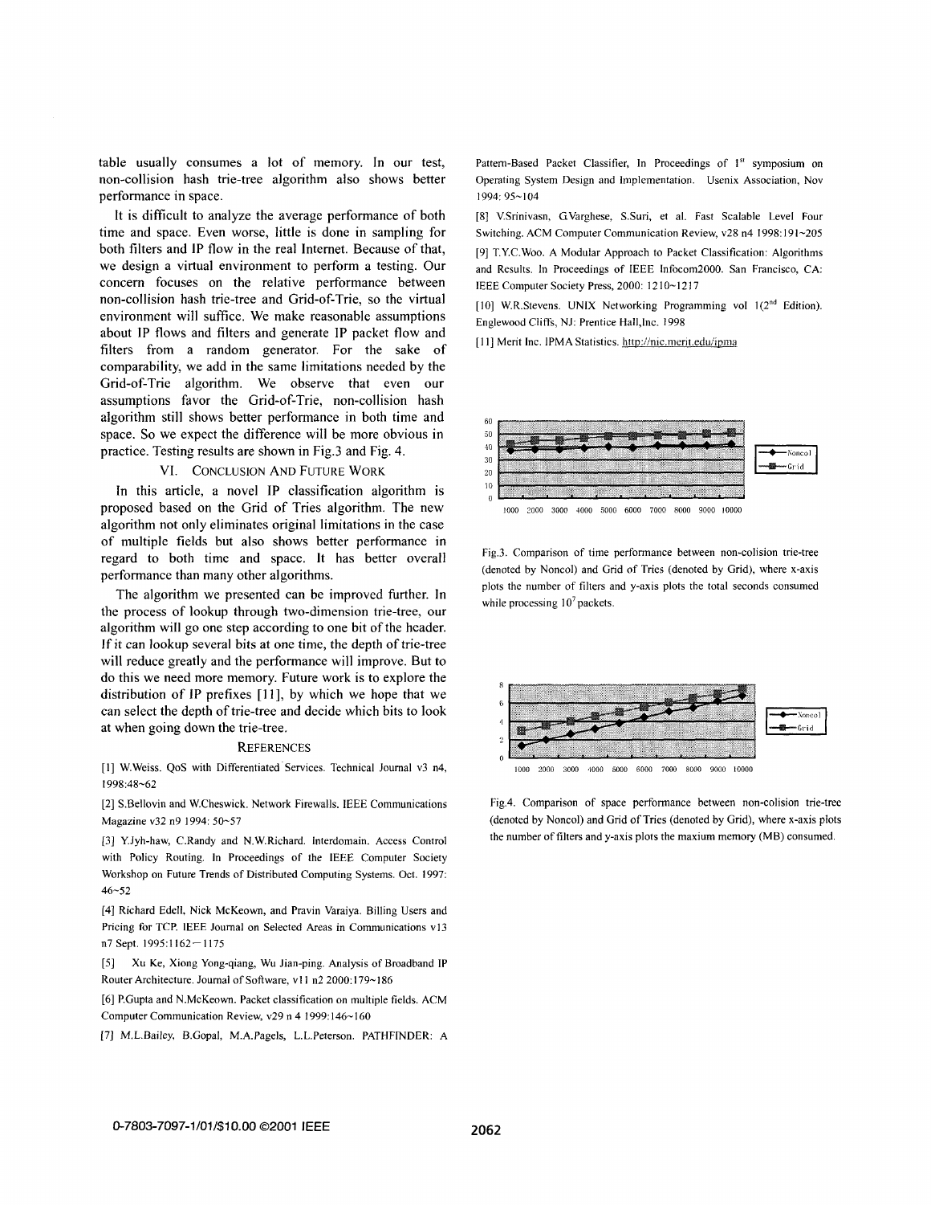table usually consumes a lot of memory. In our test, non-collision hash trie-tree algorithm also shows better performance in space.

It is difficult to analyze the average performance of both time and space. Even worse, little is done in sampling for both filters and IP flow in the real Internet. Because of that, we design a virtual environment to perform a testing. Our concern focuses on the relative performance between non-collision hash trie-tree and Grid-of-Trie, so the virtual environment will suffice. We make reasonable assumptions about IP flows and filters and generate IP packet flow and filters from a random generator. For the sake of comparability, we add in the same limitations needed by the Grid-of-Trie algorithm. We observe that even our assumptions favor the Grid-of-Trie, non-collision hash algorithm still shows better performance in both time and space. So we expect the difference will be more obvious in practice. Testing results are shown in Fig.3 and Fig. 4.

## VI. Conclusion And Future Work

In this article, a novel IP classification algorithm is proposed based on the Grid of Tries algorithm. The new algorithm not only eliminates original limitations in the case of multiple fields but also shows better performance in regard to both time and space. It has better overall performance than many other algorithms.

The algorithm we presented can be improved further. In the process of lookup through two-dimension trie-tree, our algorithm will go one step according to one bit of the header. If it can lookup several bits at one time, the depth of trie-tree will reduce greatly and the performance will improve. But to do this we need more memory. Future work is to explore the distribution of IP prefixes [11], by which we hope that we can select the depth of trie-tree and decide which bits to look at when going down the trie-tree.

## References

[1] W.Weiss. QoS with Differentiated Services. Technical Journal v3 n4, 1998:48~62

[2] S.Bellovin and W.Cheswick. Network Firewalls. IEEE Communications Magazine v32 n9 1994: 50~57

[3] Y.Jyh-haw, C.Randy and N.W.Richard. Interdomain. Access Control with Policy Routing. In Proceedings of the IEEE Computer Society Workshop on Future Trends of Distributed Computing Systems. Oct. 1997: 46~52

[4] Richard Edell, Nick McKeown, and Pravin Varaiya. Billing Users and Pricing for TCP. IEEE Journal on Selected Areas in Communications v13 n7 Sept. 1995:1162－1175

[5] Xu Ke, Xiong Yong-qiang, Wu Jian-ping. Analysis of Broadband IP Router Architecture. Journal of Software, v11 n2 2000:179~186

[6] P.Gupta and N.McKeown. Packet classification on multiple fields. ACM Computer Communication Review, v29 n 4 1999:146~160

[7] M.L.Bailey, B.Gopal, M.A.Pagels, L.L.Peterson. PATHFINDER: A Pattern-Based Packet Classifier, In Proceedings of 1st symposium on Operating System Design and Implementation. Usenix Association, Nov 1994: 95~104

[8] V.Srinivasn, G.Varghese, S.Suri, et al. Fast Scalable Level Four Switching. ACM Computer Communication Review, v28 n4 1998:191~205

[9] T.Y.C.Woo. A Modular Approach to Packet Classification: Algorithms and Results. In Proceedings of IEEE Infocom2000. San Francisco, CA: IEEE Computer Society Press, 2000: 1210~1217

[10] W.R.Stevens. UNIX Networking Programming vol 1(2nd Edition). Englewood Cliffs, NJ: Prentice Hall,Inc. 1998

[11] Merit Inc. IPMA Statistics. http://nic.merit.edu/ipma

60
50
40
30
20
10
0
1000 2000 3000 4000 5000 6000 7000 8000 9000 10000
Noncol
Grid

Fig.3. Comparison of time performance between non-colision trie-tree (denoted by Noncol) and Grid of Tries (denoted by Grid), where x-axis plots the number of filters and y-axis plots the total seconds consumed while processing $10^7$ packets.

8
6
4
2
0
1000 2000 3000 4000 5000 6000 7000 8000 9000 10000
Noncol
Grid

Fig.4. Comparison of space performance between non-colision trie-tree (denoted by Noncol) and Grid of Tries (denoted by Grid), where x-axis plots the number of filters and y-axis plots the maxium memory (MB) consumed.